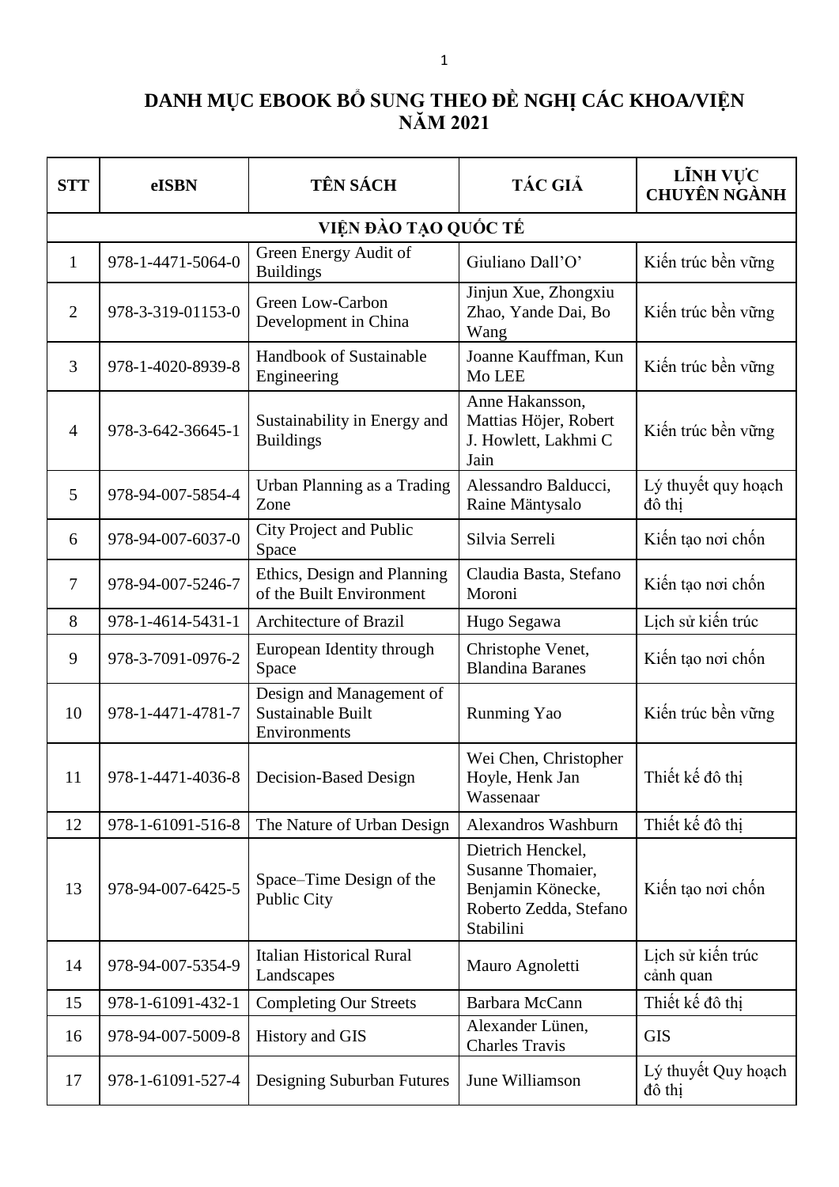# DANH MỤC EBOOK BỔ SUNG THEO ĐỀ NGHỊ CÁC KHOA/VIỆN NĂM 2021

| STT | eISBN | TÊN SÁCH | TÁC GIẢ | LĨNH VỰC CHUYÊN NGÀNH |
|---|---|---|---|---|
| **VIỆN ĐÀO TẠO QUỐC TẾ** | | | | |
| 1 | 978-1-4471-5064-0 | Green Energy Audit of Buildings | Giuliano Dall'O' | Kiến trúc bền vững |
| 2 | 978-3-319-01153-0 | Green Low-Carbon Development in China | Jinjun Xue, Zhongxiu Zhao, Yande Dai, Bo Wang | Kiến trúc bền vững |
| 3 | 978-1-4020-8939-8 | Handbook of Sustainable Engineering | Joanne Kauffman, Kun Mo LEE | Kiến trúc bền vững |
| 4 | 978-3-642-36645-1 | Sustainability in Energy and Buildings | Anne Hakansson, Mattias Höjer, Robert J. Howlett, Lakhmi C Jain | Kiến trúc bền vững |
| 5 | 978-94-007-5854-4 | Urban Planning as a Trading Zone | Alessandro Balducci, Raine Mäntysalo | Lý thuyết quy hoạch đô thị |
| 6 | 978-94-007-6037-0 | City Project and Public Space | Silvia Serreli | Kiến tạo nơi chốn |
| 7 | 978-94-007-5246-7 | Ethics, Design and Planning of the Built Environment | Claudia Basta, Stefano Moroni | Kiến tạo nơi chốn |
| 8 | 978-1-4614-5431-1 | Architecture of Brazil | Hugo Segawa | Lịch sử kiến trúc |
| 9 | 978-3-7091-0976-2 | European Identity through Space | Christophe Venet, Blandina Baranes | Kiến tạo nơi chốn |
| 10 | 978-1-4471-4781-7 | Design and Management of Sustainable Built Environments | Runming Yao | Kiến trúc bền vững |
| 11 | 978-1-4471-4036-8 | Decision-Based Design | Wei Chen, Christopher Hoyle, Henk Jan Wassenaar | Thiết kế đô thị |
| 12 | 978-1-61091-516-8 | The Nature of Urban Design | Alexandros Washburn | Thiết kế đô thị |
| 13 | 978-94-007-6425-5 | Space–Time Design of the Public City | Dietrich Henckel, Susanne Thomaier, Benjamin Könecke, Roberto Zedda, Stefano Stabilini | Kiến tạo nơi chốn |
| 14 | 978-94-007-5354-9 | Italian Historical Rural Landscapes | Mauro Agnoletti | Lịch sử kiến trúc cảnh quan |
| 15 | 978-1-61091-432-1 | Completing Our Streets | Barbara McCann | Thiết kế đô thị |
| 16 | 978-94-007-5009-8 | History and GIS | Alexander Lünen, Charles Travis | GIS |
| 17 | 978-1-61091-527-4 | Designing Suburban Futures | June Williamson | Lý thuyết Quy hoạch đô thị |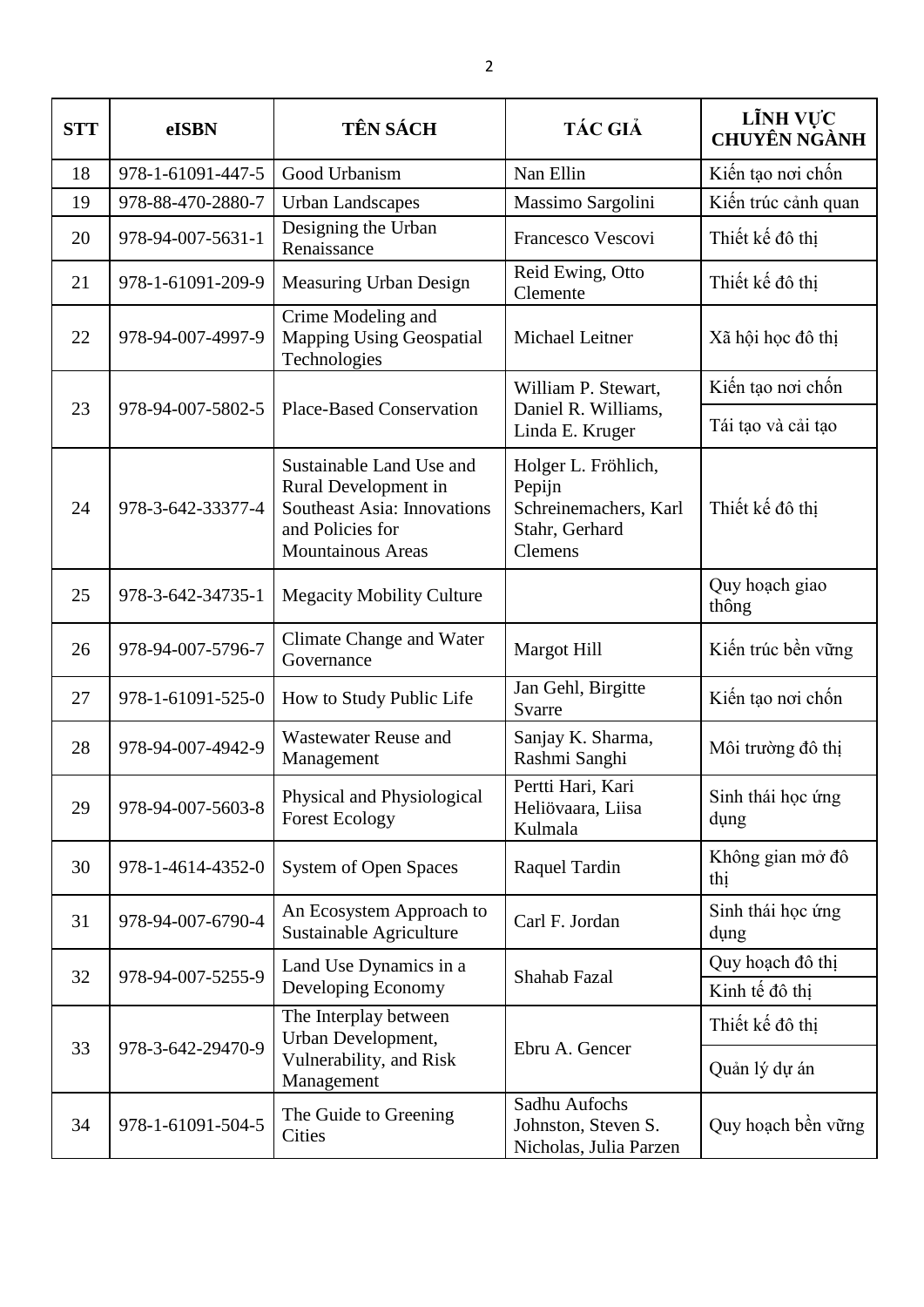| STT | eISBN | TÊN SÁCH | TÁC GIẢ | LĨNH VỰC CHUYÊN NGÀNH |
|---|---|---|---|---|
| 18 | 978-1-61091-447-5 | Good Urbanism | Nan Ellin | Kiến tạo nơi chốn |
| 19 | 978-88-470-2880-7 | Urban Landscapes | Massimo Sargolini | Kiến trúc cảnh quan |
| 20 | 978-94-007-5631-1 | Designing the Urban Renaissance | Francesco Vescovi | Thiết kế đô thị |
| 21 | 978-1-61091-209-9 | Measuring Urban Design | Reid Ewing, Otto Clemente | Thiết kế đô thị |
| 22 | 978-94-007-4997-9 | Crime Modeling and Mapping Using Geospatial Technologies | Michael Leitner | Xã hội học đô thị |
| 23 | 978-94-007-5802-5 | Place-Based Conservation | William P. Stewart, Daniel R. Williams, Linda E. Kruger | Kiến tạo nơi chốn<br>Tái tạo và cải tạo |
| 24 | 978-3-642-33377-4 | Sustainable Land Use and Rural Development in Southeast Asia: Innovations and Policies for Mountainous Areas | Holger L. Fröhlich, Pepijn Schreinemachers, Karl Stahr, Gerhard Clemens | Thiết kế đô thị |
| 25 | 978-3-642-34735-1 | Megacity Mobility Culture | | Quy hoạch giao thông |
| 26 | 978-94-007-5796-7 | Climate Change and Water Governance | Margot Hill | Kiến trúc bền vững |
| 27 | 978-1-61091-525-0 | How to Study Public Life | Jan Gehl, Birgitte Svarre | Kiến tạo nơi chốn |
| 28 | 978-94-007-4942-9 | Wastewater Reuse and Management | Sanjay K. Sharma, Rashmi Sanghi | Môi trường đô thị |
| 29 | 978-94-007-5603-8 | Physical and Physiological Forest Ecology | Pertti Hari, Kari Heliövaara, Liisa Kulmala | Sinh thái học ứng dụng |
| 30 | 978-1-4614-4352-0 | System of Open Spaces | Raquel Tardin | Không gian mở đô thị |
| 31 | 978-94-007-6790-4 | An Ecosystem Approach to Sustainable Agriculture | Carl F. Jordan | Sinh thái học ứng dụng |
| 32 | 978-94-007-5255-9 | Land Use Dynamics in a Developing Economy | Shahab Fazal | Quy hoạch đô thị<br>Kinh tế đô thị |
| 33 | 978-3-642-29470-9 | The Interplay between Urban Development, Vulnerability, and Risk Management | Ebru A. Gencer | Thiết kế đô thị<br>Quản lý dự án |
| 34 | 978-1-61091-504-5 | The Guide to Greening Cities | Sadhu Aufochs Johnston, Steven S. Nicholas, Julia Parzen | Quy hoạch bền vững |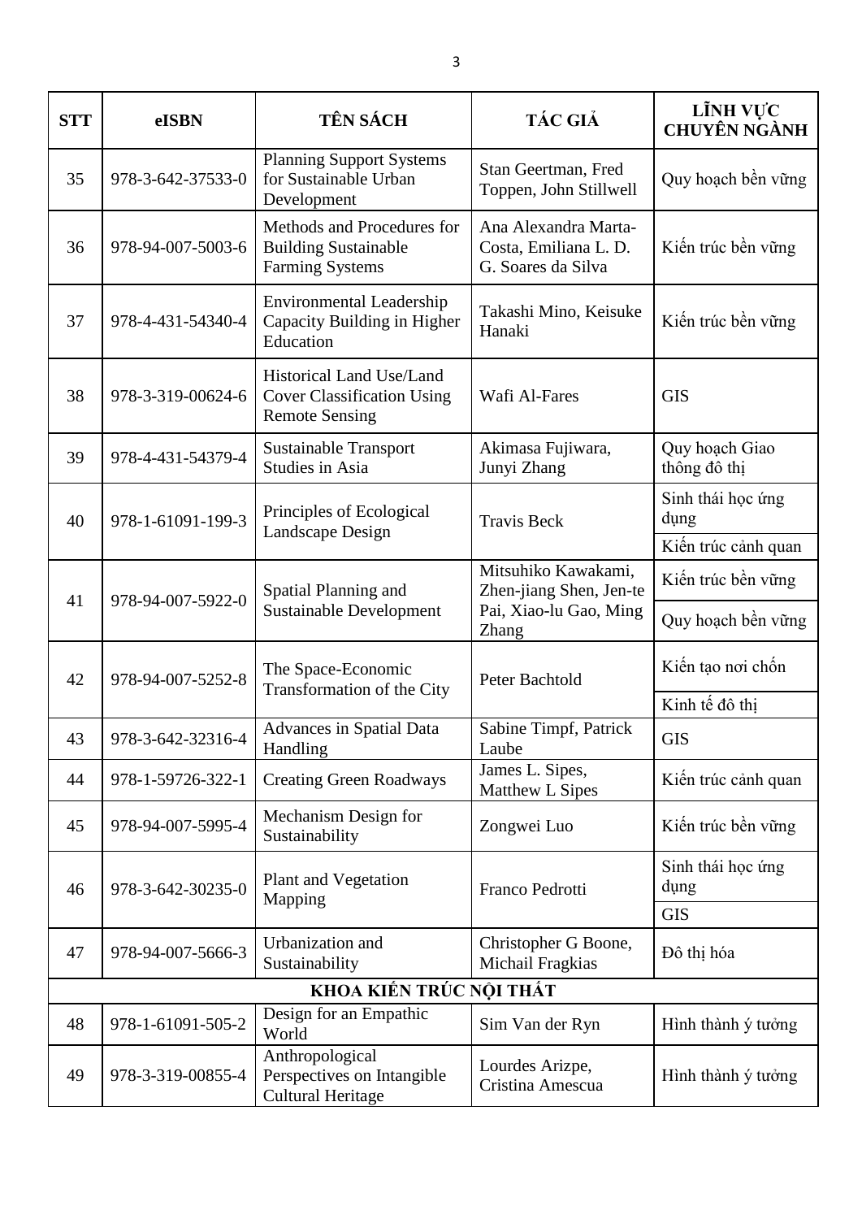| STT | eISBN | TÊN SÁCH | TÁC GIẢ | LĨNH VỰC CHUYÊN NGÀNH |
|---|---|---|---|---|
| 35 | 978-3-642-37533-0 | Planning Support Systems for Sustainable Urban Development | Stan Geertman, Fred Toppen, John Stillwell | Quy hoạch bền vững |
| 36 | 978-94-007-5003-6 | Methods and Procedures for Building Sustainable Farming Systems | Ana Alexandra Marta-Costa, Emiliana L. D. G. Soares da Silva | Kiến trúc bền vững |
| 37 | 978-4-431-54340-4 | Environmental Leadership Capacity Building in Higher Education | Takashi Mino, Keisuke Hanaki | Kiến trúc bền vững |
| 38 | 978-3-319-00624-6 | Historical Land Use/Land Cover Classification Using Remote Sensing | Wafi Al-Fares | GIS |
| 39 | 978-4-431-54379-4 | Sustainable Transport Studies in Asia | Akimasa Fujiwara, Junyi Zhang | Quy hoạch Giao thông đô thị |
| 40 | 978-1-61091-199-3 | Principles of Ecological Landscape Design | Travis Beck | Sinh thái học ứng dụng |
| | | | | Kiến trúc cảnh quan |
| 41 | 978-94-007-5922-0 | Spatial Planning and Sustainable Development | Mitsuhiko Kawakami, Zhen-jiang Shen, Jen-te Pai, Xiao-lu Gao, Ming Zhang | Kiến trúc bền vững |
| | | | | Quy hoạch bền vững |
| 42 | 978-94-007-5252-8 | The Space-Economic Transformation of the City | Peter Bachtold | Kiến tạo nơi chốn |
| | | | | Kinh tế đô thị |
| 43 | 978-3-642-32316-4 | Advances in Spatial Data Handling | Sabine Timpf, Patrick Laube | GIS |
| 44 | 978-1-59726-322-1 | Creating Green Roadways | James L. Sipes, Matthew L Sipes | Kiến trúc cảnh quan |
| 45 | 978-94-007-5995-4 | Mechanism Design for Sustainability | Zongwei Luo | Kiến trúc bền vững |
| 46 | 978-3-642-30235-0 | Plant and Vegetation Mapping | Franco Pedrotti | Sinh thái học ứng dụng |
| | | | | GIS |
| 47 | 978-94-007-5666-3 | Urbanization and Sustainability | Christopher G Boone, Michail Fragkias | Đô thị hóa |
| **KHOA KIẾN TRÚC NỘI THẤT** | | | | |
| 48 | 978-1-61091-505-2 | Design for an Empathic World | Sim Van der Ryn | Hình thành ý tưởng |
| 49 | 978-3-319-00855-4 | Anthropological Perspectives on Intangible Cultural Heritage | Lourdes Arizpe, Cristina Amescua | Hình thành ý tưởng |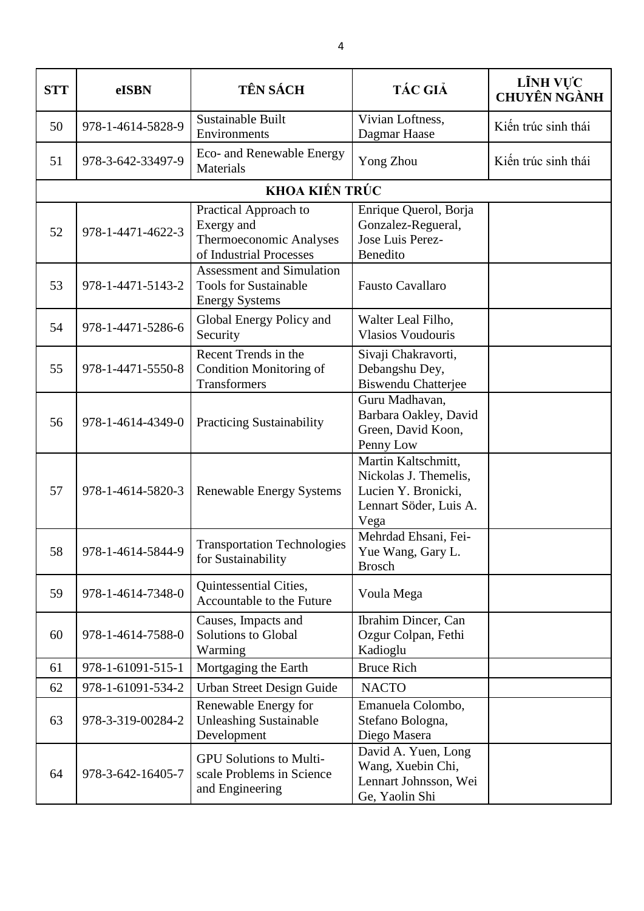| STT | eISBN | TÊN SÁCH | TÁC GIẢ | LĨNH VỰC CHUYÊN NGÀNH |
|---|---|---|---|---|
| 50 | 978-1-4614-5828-9 | Sustainable Built Environments | Vivian Loftness, Dagmar Haase | Kiến trúc sinh thái |
| 51 | 978-3-642-33497-9 | Eco- and Renewable Energy Materials | Yong Zhou | Kiến trúc sinh thái |
| **KHOA KIẾN TRÚC** | | | | |
| 52 | 978-1-4471-4622-3 | Practical Approach to Exergy and Thermoeconomic Analyses of Industrial Processes | Enrique Querol, Borja Gonzalez-Regueral, Jose Luis Perez-Benedito | |
| 53 | 978-1-4471-5143-2 | Assessment and Simulation Tools for Sustainable Energy Systems | Fausto Cavallaro | |
| 54 | 978-1-4471-5286-6 | Global Energy Policy and Security | Walter Leal Filho, Vlasios Voudouris | |
| 55 | 978-1-4471-5550-8 | Recent Trends in the Condition Monitoring of Transformers | Sivaji Chakravorti, Debangshu Dey, Biswendu Chatterjee | |
| 56 | 978-1-4614-4349-0 | Practicing Sustainability | Guru Madhavan, Barbara Oakley, David Green, David Koon, Penny Low | |
| 57 | 978-1-4614-5820-3 | Renewable Energy Systems | Martin Kaltschmitt, Nickolas J. Themelis, Lucien Y. Bronicki, Lennart Söder, Luis A. Vega | |
| 58 | 978-1-4614-5844-9 | Transportation Technologies for Sustainability | Mehrdad Ehsani, Fei-Yue Wang, Gary L. Brosch | |
| 59 | 978-1-4614-7348-0 | Quintessential Cities, Accountable to the Future | Voula Mega | |
| 60 | 978-1-4614-7588-0 | Causes, Impacts and Solutions to Global Warming | Ibrahim Dincer, Can Ozgur Colpan, Fethi Kadioglu | |
| 61 | 978-1-61091-515-1 | Mortgaging the Earth | Bruce Rich | |
| 62 | 978-1-61091-534-2 | Urban Street Design Guide | NACTO | |
| 63 | 978-3-319-00284-2 | Renewable Energy for Unleashing Sustainable Development | Emanuela Colombo, Stefano Bologna, Diego Masera | |
| 64 | 978-3-642-16405-7 | GPU Solutions to Multi-scale Problems in Science and Engineering | David A. Yuen, Long Wang, Xuebin Chi, Lennart Johnsson, Wei Ge, Yaolin Shi | |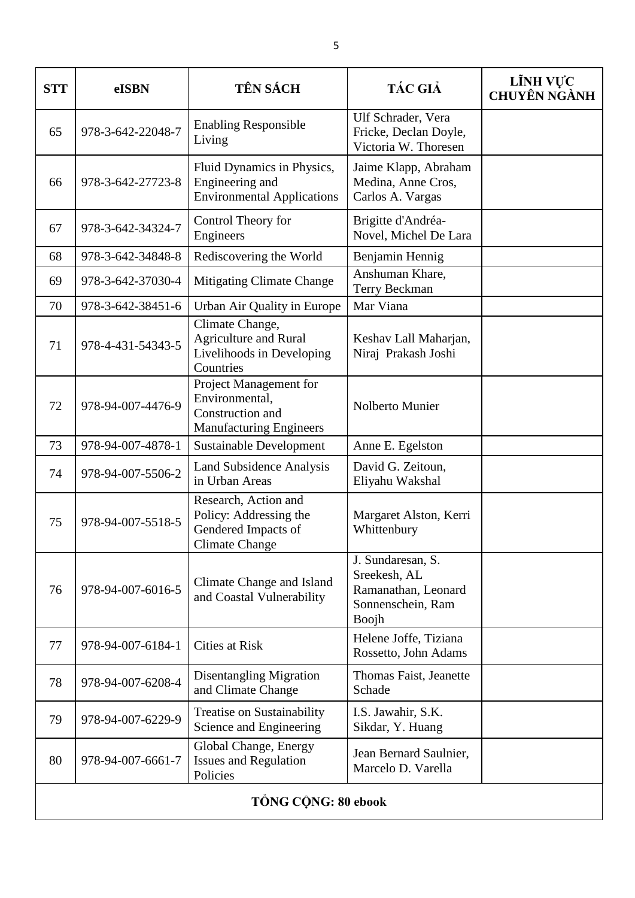| STT | eISBN | TÊN SÁCH | TÁC GIẢ | LĨNH VỰC CHUYÊN NGÀNH |
|---|---|---|---|---|
| 65 | 978-3-642-22048-7 | Enabling Responsible Living | Ulf Schrader, Vera Fricke, Declan Doyle, Victoria W. Thoresen | |
| 66 | 978-3-642-27723-8 | Fluid Dynamics in Physics, Engineering and Environmental Applications | Jaime Klapp, Abraham Medina, Anne Cros, Carlos A. Vargas | |
| 67 | 978-3-642-34324-7 | Control Theory for Engineers | Brigitte d'Andréa-Novel, Michel De Lara | |
| 68 | 978-3-642-34848-8 | Rediscovering the World | Benjamin Hennig | |
| 69 | 978-3-642-37030-4 | Mitigating Climate Change | Anshuman Khare, Terry Beckman | |
| 70 | 978-3-642-38451-6 | Urban Air Quality in Europe | Mar Viana | |
| 71 | 978-4-431-54343-5 | Climate Change, Agriculture and Rural Livelihoods in Developing Countries | Keshav Lall Maharjan, Niraj Prakash Joshi | |
| 72 | 978-94-007-4476-9 | Project Management for Environmental, Construction and Manufacturing Engineers | Nolberto Munier | |
| 73 | 978-94-007-4878-1 | Sustainable Development | Anne E. Egelston | |
| 74 | 978-94-007-5506-2 | Land Subsidence Analysis in Urban Areas | David G. Zeitoun, Eliyahu Wakshal | |
| 75 | 978-94-007-5518-5 | Research, Action and Policy: Addressing the Gendered Impacts of Climate Change | Margaret Alston, Kerri Whittenbury | |
| 76 | 978-94-007-6016-5 | Climate Change and Island and Coastal Vulnerability | J. Sundaresan, S. Sreekesh, AL Ramanathan, Leonard Sonnenschein, Ram Boojh | |
| 77 | 978-94-007-6184-1 | Cities at Risk | Helene Joffe, Tiziana Rossetto, John Adams | |
| 78 | 978-94-007-6208-4 | Disentangling Migration and Climate Change | Thomas Faist, Jeanette Schade | |
| 79 | 978-94-007-6229-9 | Treatise on Sustainability Science and Engineering | I.S. Jawahir, S.K. Sikdar, Y. Huang | |
| 80 | 978-94-007-6661-7 | Global Change, Energy Issues and Regulation Policies | Jean Bernard Saulnier, Marcelo D. Varella | |
| **TỔNG CỘNG: 80 ebook** | | | | |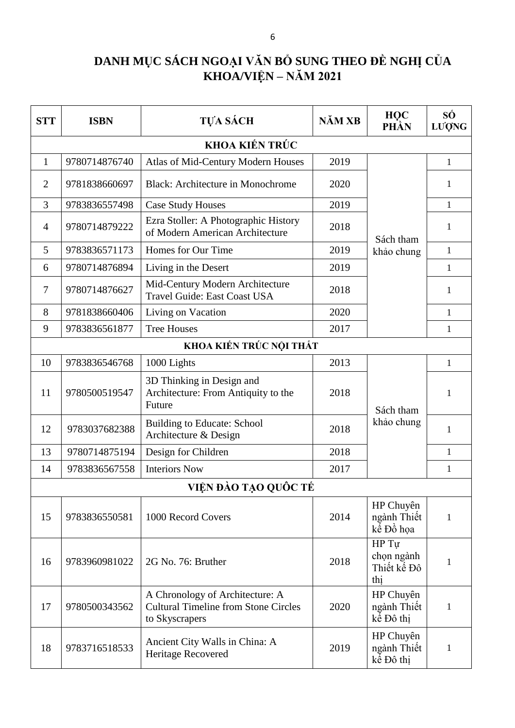# DANH MỤC SÁCH NGOẠI VĂN BỔ SUNG THEO ĐỀ NGHỊ CỦA KHOA/VIỆN – NĂM 2021

| STT | ISBN | TỰA SÁCH | NĂM XB | HỌC PHẦN | SỐ LƯỢNG |
|---|---|---|---|---|---|
| **KHOA KIẾN TRÚC** | | | | | |
| 1 | 9780714876740 | Atlas of Mid-Century Modern Houses | 2019 | Sách tham khảo chung | 1 |
| 2 | 9781838660697 | Black: Architecture in Monochrome | 2020 | | 1 |
| 3 | 9783836557498 | Case Study Houses | 2019 | | 1 |
| 4 | 9780714879222 | Ezra Stoller: A Photographic History of Modern American Architecture | 2018 | | 1 |
| 5 | 9783836571173 | Homes for Our Time | 2019 | | 1 |
| 6 | 9780714876894 | Living in the Desert | 2019 | | 1 |
| 7 | 9780714876627 | Mid-Century Modern Architecture Travel Guide: East Coast USA | 2018 | | 1 |
| 8 | 9781838660406 | Living on Vacation | 2020 | | 1 |
| 9 | 9783836561877 | Tree Houses | 2017 | | 1 |
| **KHOA KIẾN TRÚC NỘI THẤT** | | | | | |
| 10 | 9783836546768 | 1000 Lights | 2013 | Sách tham khảo chung | 1 |
| 11 | 9780500519547 | 3D Thinking in Design and Architecture: From Antiquity to the Future | 2018 | | 1 |
| 12 | 9783037682388 | Building to Educate: School Architecture & Design | 2018 | | 1 |
| 13 | 9780714875194 | Design for Children | 2018 | | 1 |
| 14 | 9783836567558 | Interiors Now | 2017 | | 1 |
| **VIỆN ĐÀO TẠO QUỐC TẾ** | | | | | |
| 15 | 9783836550581 | 1000 Record Covers | 2014 | HP Chuyên ngành Thiết kế Đồ họa | 1 |
| 16 | 9783960981022 | 2G No. 76: Bruther | 2018 | HP Tự chọn ngành Thiết kế Đô thị | 1 |
| 17 | 9780500343562 | A Chronology of Architecture: A Cultural Timeline from Stone Circles to Skyscrapers | 2020 | HP Chuyên ngành Thiết kế Đô thị | 1 |
| 18 | 9783716518533 | Ancient City Walls in China: A Heritage Recovered | 2019 | HP Chuyên ngành Thiết kế Đô thị | 1 |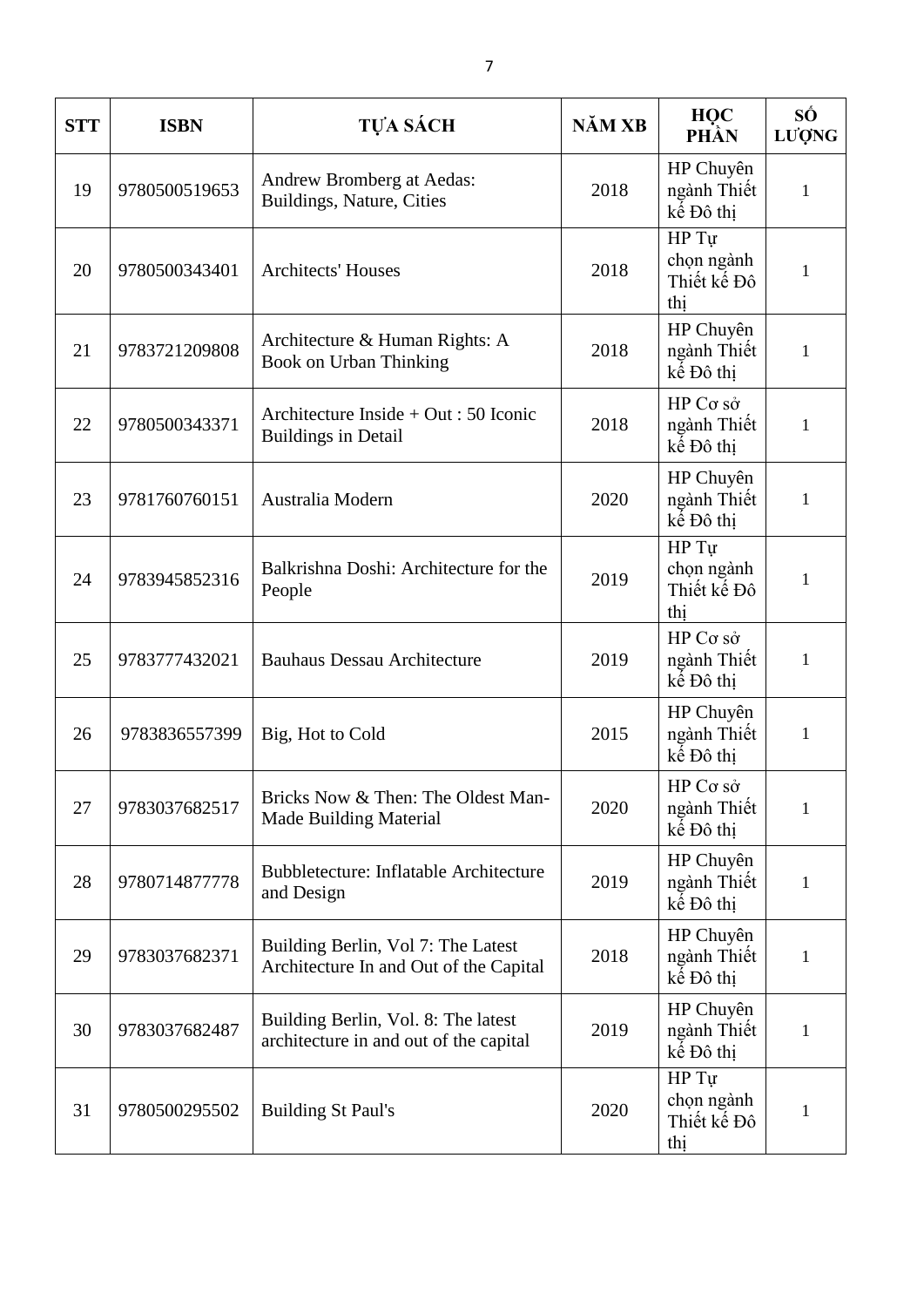| STT | ISBN | TỰA SÁCH | NĂM XB | HỌC PHẦN | SỐ LƯỢNG |
|---|---|---|---|---|---|
| 19 | 9780500519653 | Andrew Bromberg at Aedas: Buildings, Nature, Cities | 2018 | HP Chuyên ngành Thiết kế Đô thị | 1 |
| 20 | 9780500343401 | Architects' Houses | 2018 | HP Tự chọn ngành Thiết kế Đô thị | 1 |
| 21 | 9783721209808 | Architecture & Human Rights: A Book on Urban Thinking | 2018 | HP Chuyên ngành Thiết kế Đô thị | 1 |
| 22 | 9780500343371 | Architecture Inside + Out : 50 Iconic Buildings in Detail | 2018 | HP Cơ sở ngành Thiết kế Đô thị | 1 |
| 23 | 9781760760151 | Australia Modern | 2020 | HP Chuyên ngành Thiết kế Đô thị | 1 |
| 24 | 9783945852316 | Balkrishna Doshi: Architecture for the People | 2019 | HP Tự chọn ngành Thiết kế Đô thị | 1 |
| 25 | 9783777432021 | Bauhaus Dessau Architecture | 2019 | HP Cơ sở ngành Thiết kế Đô thị | 1 |
| 26 | 9783836557399 | Big, Hot to Cold | 2015 | HP Chuyên ngành Thiết kế Đô thị | 1 |
| 27 | 9783037682517 | Bricks Now & Then: The Oldest Man-Made Building Material | 2020 | HP Cơ sở ngành Thiết kế Đô thị | 1 |
| 28 | 9780714877778 | Bubbletecture: Inflatable Architecture and Design | 2019 | HP Chuyên ngành Thiết kế Đô thị | 1 |
| 29 | 9783037682371 | Building Berlin, Vol 7: The Latest Architecture In and Out of the Capital | 2018 | HP Chuyên ngành Thiết kế Đô thị | 1 |
| 30 | 9783037682487 | Building Berlin, Vol. 8: The latest architecture in and out of the capital | 2019 | HP Chuyên ngành Thiết kế Đô thị | 1 |
| 31 | 9780500295502 | Building St Paul's | 2020 | HP Tự chọn ngành Thiết kế Đô thị | 1 |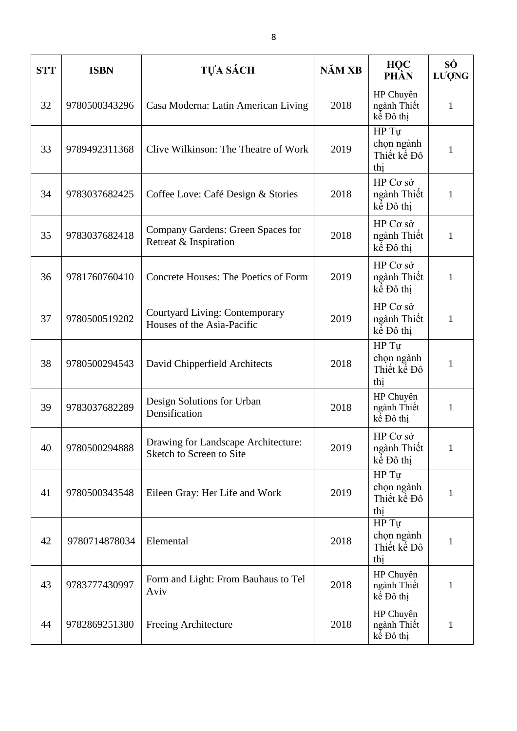| STT | ISBN | TỰA SÁCH | NĂM XB | HỌC PHẦN | SỐ LƯỢNG |
|---|---|---|---|---|---|
| 32 | 9780500343296 | Casa Moderna: Latin American Living | 2018 | HP Chuyên ngành Thiết kế Đô thị | 1 |
| 33 | 9789492311368 | Clive Wilkinson: The Theatre of Work | 2019 | HP Tự chọn ngành Thiết kế Đô thị | 1 |
| 34 | 9783037682425 | Coffee Love: Café Design & Stories | 2018 | HP Cơ sở ngành Thiết kế Đô thị | 1 |
| 35 | 9783037682418 | Company Gardens: Green Spaces for Retreat & Inspiration | 2018 | HP Cơ sở ngành Thiết kế Đô thị | 1 |
| 36 | 9781760760410 | Concrete Houses: The Poetics of Form | 2019 | HP Cơ sở ngành Thiết kế Đô thị | 1 |
| 37 | 9780500519202 | Courtyard Living: Contemporary Houses of the Asia-Pacific | 2019 | HP Cơ sở ngành Thiết kế Đô thị | 1 |
| 38 | 9780500294543 | David Chipperfield Architects | 2018 | HP Tự chọn ngành Thiết kế Đô thị | 1 |
| 39 | 9783037682289 | Design Solutions for Urban Densification | 2018 | HP Chuyên ngành Thiết kế Đô thị | 1 |
| 40 | 9780500294888 | Drawing for Landscape Architecture: Sketch to Screen to Site | 2019 | HP Cơ sở ngành Thiết kế Đô thị | 1 |
| 41 | 9780500343548 | Eileen Gray: Her Life and Work | 2019 | HP Tự chọn ngành Thiết kế Đô thị | 1 |
| 42 | 9780714878034 | Elemental | 2018 | HP Tự chọn ngành Thiết kế Đô thị | 1 |
| 43 | 9783777430997 | Form and Light: From Bauhaus to Tel Aviv | 2018 | HP Chuyên ngành Thiết kế Đô thị | 1 |
| 44 | 9782869251380 | Freeing Architecture | 2018 | HP Chuyên ngành Thiết kế Đô thị | 1 |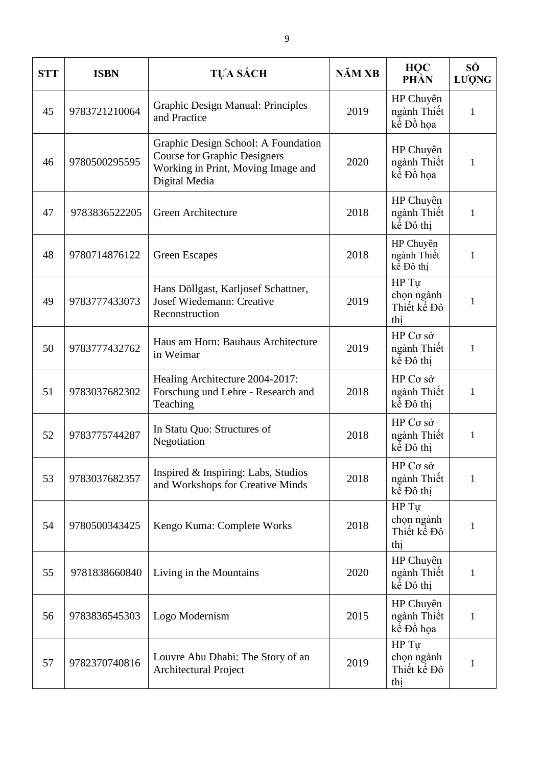| STT | ISBN | TỰA SÁCH | NĂM XB | HỌC PHẦN | SỐ LƯỢNG |
|---|---|---|---|---|---|
| 45 | 9783721210064 | Graphic Design Manual: Principles and Practice | 2019 | HP Chuyên ngành Thiết kế Đồ họa | 1 |
| 46 | 9780500295595 | Graphic Design School: A Foundation Course for Graphic Designers Working in Print, Moving Image and Digital Media | 2020 | HP Chuyên ngành Thiết kế Đồ họa | 1 |
| 47 | 9783836522205 | Green Architecture | 2018 | HP Chuyên ngành Thiết kế Đô thị | 1 |
| 48 | 9780714876122 | Green Escapes | 2018 | HP Chuyên ngành Thiết kế Đô thị | 1 |
| 49 | 9783777433073 | Hans Döllgast, Karljosef Schattner, Josef Wiedemann: Creative Reconstruction | 2019 | HP Tự chọn ngành Thiết kế Đô thị | 1 |
| 50 | 9783777432762 | Haus am Horn: Bauhaus Architecture in Weimar | 2019 | HP Cơ sở ngành Thiết kế Đô thị | 1 |
| 51 | 9783037682302 | Healing Architecture 2004-2017: Forschung und Lehre - Research and Teaching | 2018 | HP Cơ sở ngành Thiết kế Đô thị | 1 |
| 52 | 9783775744287 | In Statu Quo: Structures of Negotiation | 2018 | HP Cơ sở ngành Thiết kế Đô thị | 1 |
| 53 | 9783037682357 | Inspired & Inspiring: Labs, Studios and Workshops for Creative Minds | 2018 | HP Cơ sở ngành Thiết kế Đô thị | 1 |
| 54 | 9780500343425 | Kengo Kuma: Complete Works | 2018 | HP Tự chọn ngành Thiết kế Đô thị | 1 |
| 55 | 9781838660840 | Living in the Mountains | 2020 | HP Chuyên ngành Thiết kế Đô thị | 1 |
| 56 | 9783836545303 | Logo Modernism | 2015 | HP Chuyên ngành Thiết kế Đồ họa | 1 |
| 57 | 9782370740816 | Louvre Abu Dhabi: The Story of an Architectural Project | 2019 | HP Tự chọn ngành Thiết kế Đô thị | 1 |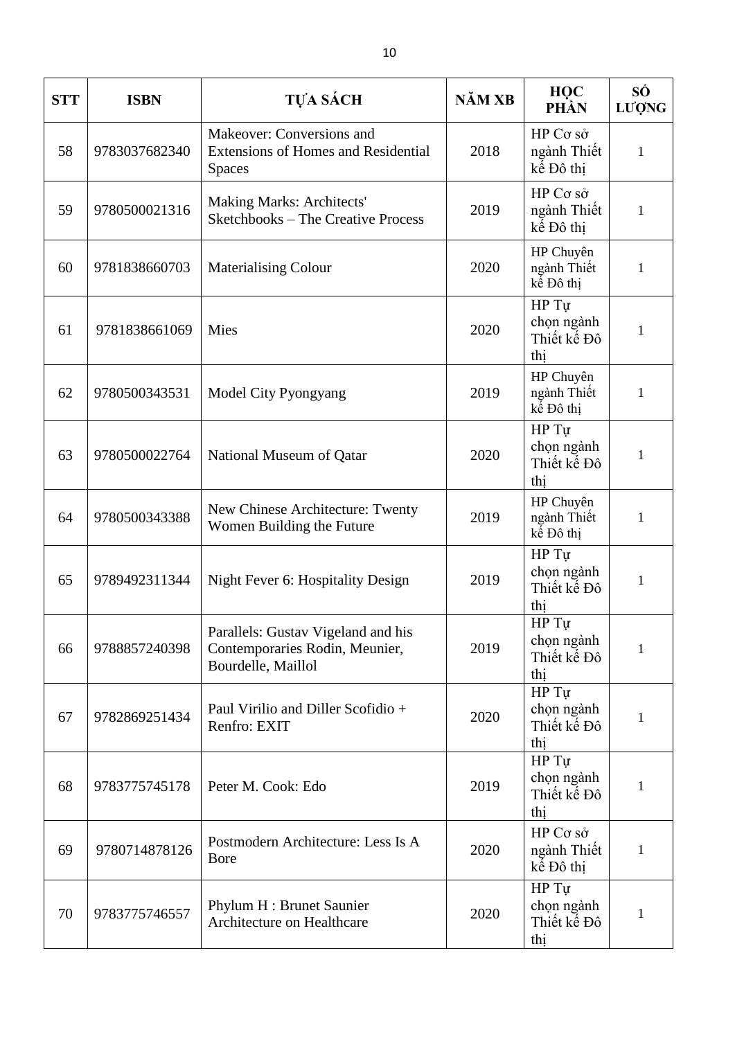| STT | ISBN | TỰA SÁCH | NĂM XB | HỌC PHẦN | SỐ LƯỢNG |
|---|---|---|---|---|---|
| 58 | 9783037682340 | Makeover: Conversions and Extensions of Homes and Residential Spaces | 2018 | HP Cơ sở ngành Thiết kế Đô thị | 1 |
| 59 | 9780500021316 | Making Marks: Architects' Sketchbooks – The Creative Process | 2019 | HP Cơ sở ngành Thiết kế Đô thị | 1 |
| 60 | 9781838660703 | Materialising Colour | 2020 | HP Chuyên ngành Thiết kế Đô thị | 1 |
| 61 | 9781838661069 | Mies | 2020 | HP Tự chọn ngành Thiết kế Đô thị | 1 |
| 62 | 9780500343531 | Model City Pyongyang | 2019 | HP Chuyên ngành Thiết kế Đô thị | 1 |
| 63 | 9780500022764 | National Museum of Qatar | 2020 | HP Tự chọn ngành Thiết kế Đô thị | 1 |
| 64 | 9780500343388 | New Chinese Architecture: Twenty Women Building the Future | 2019 | HP Chuyên ngành Thiết kế Đô thị | 1 |
| 65 | 9789492311344 | Night Fever 6: Hospitality Design | 2019 | HP Tự chọn ngành Thiết kế Đô thị | 1 |
| 66 | 9788857240398 | Parallels: Gustav Vigeland and his Contemporaries Rodin, Meunier, Bourdelle, Maillol | 2019 | HP Tự chọn ngành Thiết kế Đô thị | 1 |
| 67 | 9782869251434 | Paul Virilio and Diller Scofidio + Renfro: EXIT | 2020 | HP Tự chọn ngành Thiết kế Đô thị | 1 |
| 68 | 9783775745178 | Peter M. Cook: Edo | 2019 | HP Tự chọn ngành Thiết kế Đô thị | 1 |
| 69 | 9780714878126 | Postmodern Architecture: Less Is A Bore | 2020 | HP Cơ sở ngành Thiết kế Đô thị | 1 |
| 70 | 9783775746557 | Phylum H : Brunet Saunier Architecture on Healthcare | 2020 | HP Tự chọn ngành Thiết kế Đô thị | 1 |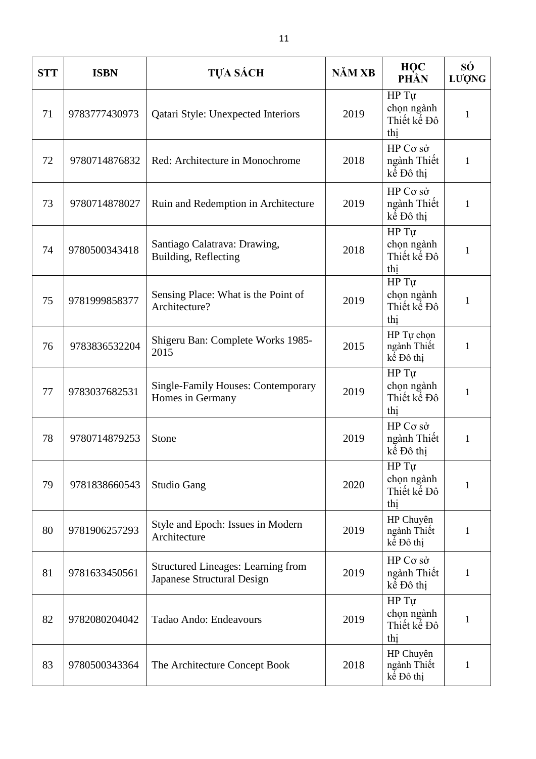| STT | ISBN | TỰA SÁCH | NĂM XB | HỌC PHẦN | SỐ LƯỢNG |
|---|---|---|---|---|---|
| 71 | 9783777430973 | Qatari Style: Unexpected Interiors | 2019 | HP Tự chọn ngành Thiết kế Đô thị | 1 |
| 72 | 9780714876832 | Red: Architecture in Monochrome | 2018 | HP Cơ sở ngành Thiết kế Đô thị | 1 |
| 73 | 9780714878027 | Ruin and Redemption in Architecture | 2019 | HP Cơ sở ngành Thiết kế Đô thị | 1 |
| 74 | 9780500343418 | Santiago Calatrava: Drawing, Building, Reflecting | 2018 | HP Tự chọn ngành Thiết kế Đô thị | 1 |
| 75 | 9781999858377 | Sensing Place: What is the Point of Architecture? | 2019 | HP Tự chọn ngành Thiết kế Đô thị | 1 |
| 76 | 9783836532204 | Shigeru Ban: Complete Works 1985-2015 | 2015 | HP Tự chọn ngành Thiết kế Đô thị | 1 |
| 77 | 9783037682531 | Single-Family Houses: Contemporary Homes in Germany | 2019 | HP Tự chọn ngành Thiết kế Đô thị | 1 |
| 78 | 9780714879253 | Stone | 2019 | HP Cơ sở ngành Thiết kế Đô thị | 1 |
| 79 | 9781838660543 | Studio Gang | 2020 | HP Tự chọn ngành Thiết kế Đô thị | 1 |
| 80 | 9781906257293 | Style and Epoch: Issues in Modern Architecture | 2019 | HP Chuyên ngành Thiết kế Đô thị | 1 |
| 81 | 9781633450561 | Structured Lineages: Learning from Japanese Structural Design | 2019 | HP Cơ sở ngành Thiết kế Đô thị | 1 |
| 82 | 9782080204042 | Tadao Ando: Endeavours | 2019 | HP Tự chọn ngành Thiết kế Đô thị | 1 |
| 83 | 9780500343364 | The Architecture Concept Book | 2018 | HP Chuyên ngành Thiết kế Đô thị | 1 |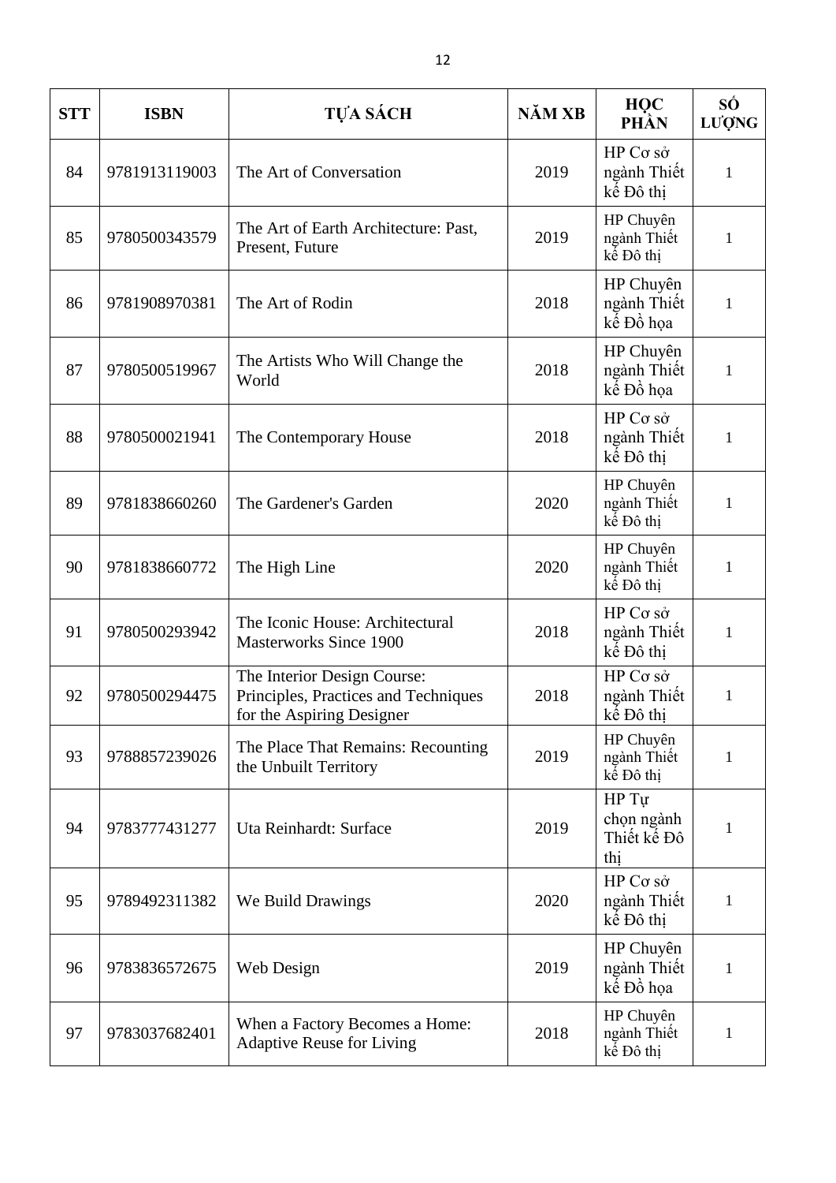| STT | ISBN | TỰA SÁCH | NĂM XB | HỌC PHẦN | SỐ LƯỢNG |
|---|---|---|---|---|---|
| 84 | 9781913119003 | The Art of Conversation | 2019 | HP Cơ sở ngành Thiết kế Đô thị | 1 |
| 85 | 9780500343579 | The Art of Earth Architecture: Past, Present, Future | 2019 | HP Chuyên ngành Thiết kế Đô thị | 1 |
| 86 | 9781908970381 | The Art of Rodin | 2018 | HP Chuyên ngành Thiết kế Đồ họa | 1 |
| 87 | 9780500519967 | The Artists Who Will Change the World | 2018 | HP Chuyên ngành Thiết kế Đồ họa | 1 |
| 88 | 9780500021941 | The Contemporary House | 2018 | HP Cơ sở ngành Thiết kế Đô thị | 1 |
| 89 | 9781838660260 | The Gardener's Garden | 2020 | HP Chuyên ngành Thiết kế Đô thị | 1 |
| 90 | 9781838660772 | The High Line | 2020 | HP Chuyên ngành Thiết kế Đô thị | 1 |
| 91 | 9780500293942 | The Iconic House: Architectural Masterworks Since 1900 | 2018 | HP Cơ sở ngành Thiết kế Đô thị | 1 |
| 92 | 9780500294475 | The Interior Design Course: Principles, Practices and Techniques for the Aspiring Designer | 2018 | HP Cơ sở ngành Thiết kế Đô thị | 1 |
| 93 | 9788857239026 | The Place That Remains: Recounting the Unbuilt Territory | 2019 | HP Chuyên ngành Thiết kế Đô thị | 1 |
| 94 | 9783777431277 | Uta Reinhardt: Surface | 2019 | HP Tự chọn ngành Thiết kế Đô thị | 1 |
| 95 | 9789492311382 | We Build Drawings | 2020 | HP Cơ sở ngành Thiết kế Đô thị | 1 |
| 96 | 9783836572675 | Web Design | 2019 | HP Chuyên ngành Thiết kế Đồ họa | 1 |
| 97 | 9783037682401 | When a Factory Becomes a Home: Adaptive Reuse for Living | 2018 | HP Chuyên ngành Thiết kế Đô thị | 1 |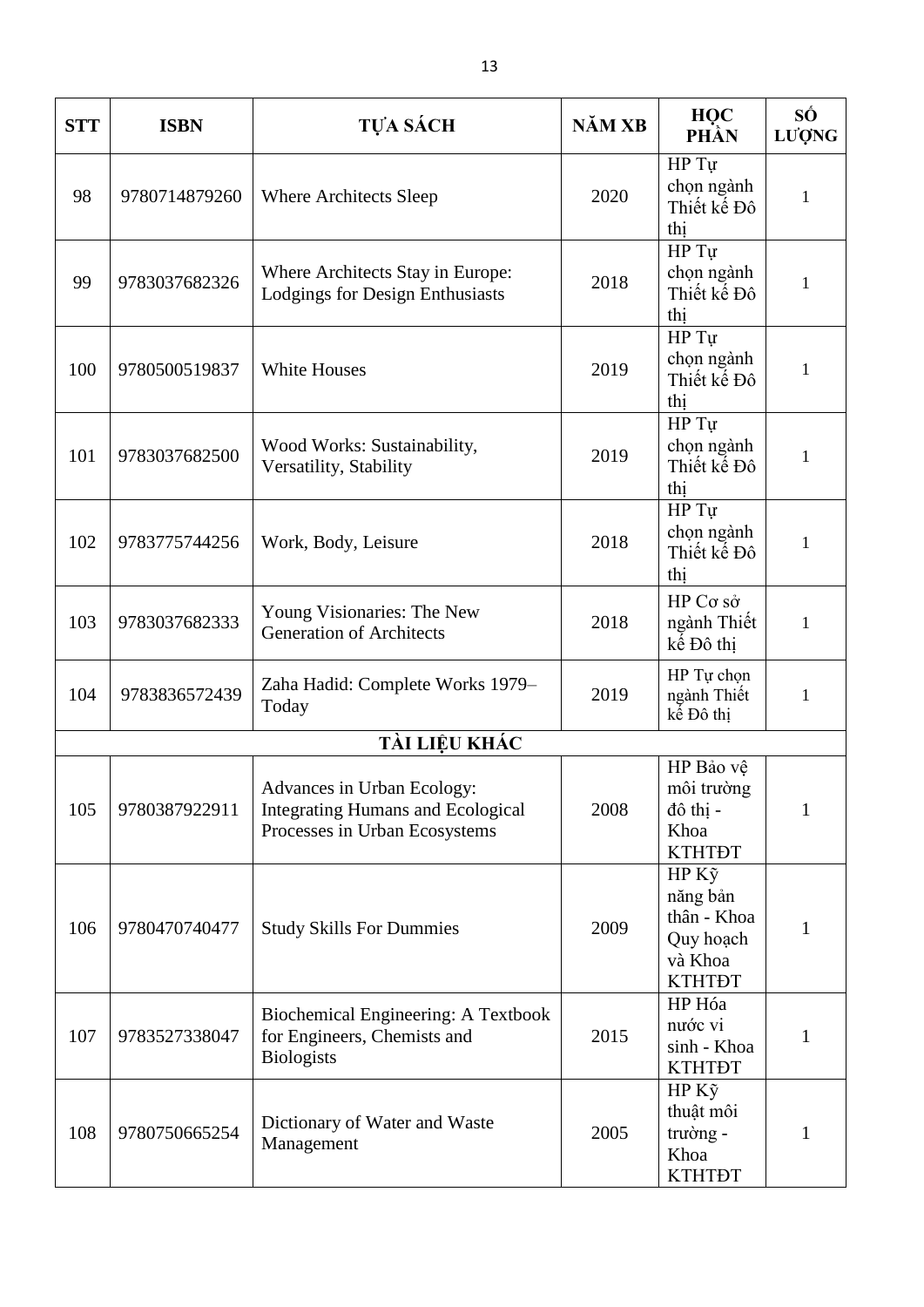| STT | ISBN | TỰA SÁCH | NĂM XB | HỌC PHẦN | SỐ LƯỢNG |
|---|---|---|---|---|---|
| 98 | 9780714879260 | Where Architects Sleep | 2020 | HP Tự chọn ngành Thiết kế Đô thị | 1 |
| 99 | 9783037682326 | Where Architects Stay in Europe: Lodgings for Design Enthusiasts | 2018 | HP Tự chọn ngành Thiết kế Đô thị | 1 |
| 100 | 9780500519837 | White Houses | 2019 | HP Tự chọn ngành Thiết kế Đô thị | 1 |
| 101 | 9783037682500 | Wood Works: Sustainability, Versatility, Stability | 2019 | HP Tự chọn ngành Thiết kế Đô thị | 1 |
| 102 | 9783775744256 | Work, Body, Leisure | 2018 | HP Tự chọn ngành Thiết kế Đô thị | 1 |
| 103 | 9783037682333 | Young Visionaries: The New Generation of Architects | 2018 | HP Cơ sở ngành Thiết kế Đô thị | 1 |
| 104 | 9783836572439 | Zaha Hadid: Complete Works 1979–Today | 2019 | HP Tự chọn ngành Thiết kế Đô thị | 1 |
| **TÀI LIỆU KHÁC** | | | | | |
| 105 | 9780387922911 | Advances in Urban Ecology: Integrating Humans and Ecological Processes in Urban Ecosystems | 2008 | HP Bảo vệ môi trường đô thị - Khoa KTHTĐT | 1 |
| 106 | 9780470740477 | Study Skills For Dummies | 2009 | HP Kỹ năng bản thân - Khoa Quy hoạch và Khoa KTHTĐT | 1 |
| 107 | 9783527338047 | Biochemical Engineering: A Textbook for Engineers, Chemists and Biologists | 2015 | HP Hóa nước vi sinh - Khoa KTHTĐT | 1 |
| 108 | 9780750665254 | Dictionary of Water and Waste Management | 2005 | HP Kỹ thuật môi trường - Khoa KTHTĐT | 1 |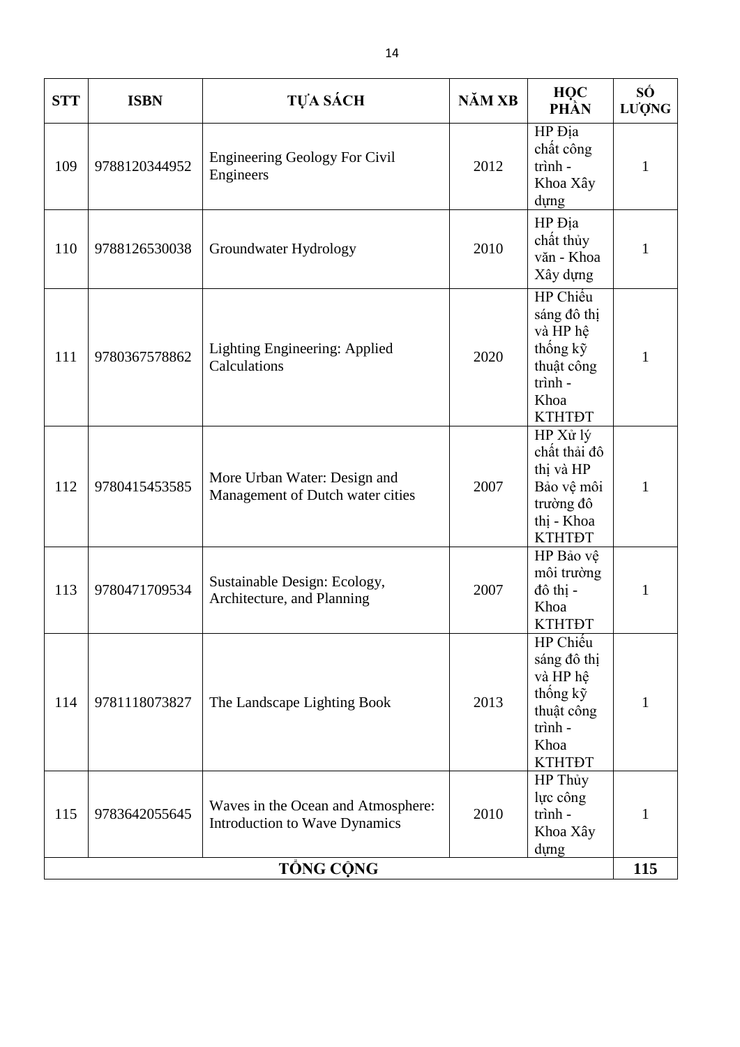| STT | ISBN | TỰA SÁCH | NĂM XB | HỌC PHẦN | SỐ LƯỢNG |
|---|---|---|---|---|---|
| 109 | 9788120344952 | Engineering Geology For Civil Engineers | 2012 | HP Địa chất công trình - Khoa Xây dựng | 1 |
| 110 | 9788126530038 | Groundwater Hydrology | 2010 | HP Địa chất thủy văn - Khoa Xây dựng | 1 |
| 111 | 9780367578862 | Lighting Engineering: Applied Calculations | 2020 | HP Chiếu sáng đô thị và HP hệ thống kỹ thuật công trình - Khoa KTHTĐT | 1 |
| 112 | 9780415453585 | More Urban Water: Design and Management of Dutch water cities | 2007 | HP Xử lý chất thải đô thị và HP Bảo vệ môi trường đô thị - Khoa KTHTĐT | 1 |
| 113 | 9780471709534 | Sustainable Design: Ecology, Architecture, and Planning | 2007 | HP Bảo vệ môi trường đô thị - Khoa KTHTĐT | 1 |
| 114 | 9781118073827 | The Landscape Lighting Book | 2013 | HP Chiếu sáng đô thị và HP hệ thống kỹ thuật công trình - Khoa KTHTĐT | 1 |
| 115 | 9783642055645 | Waves in the Ocean and Atmosphere: Introduction to Wave Dynamics | 2010 | HP Thủy lực công trình - Khoa Xây dựng | 1 |
| **TỔNG CỘNG** | | | | | **115** |